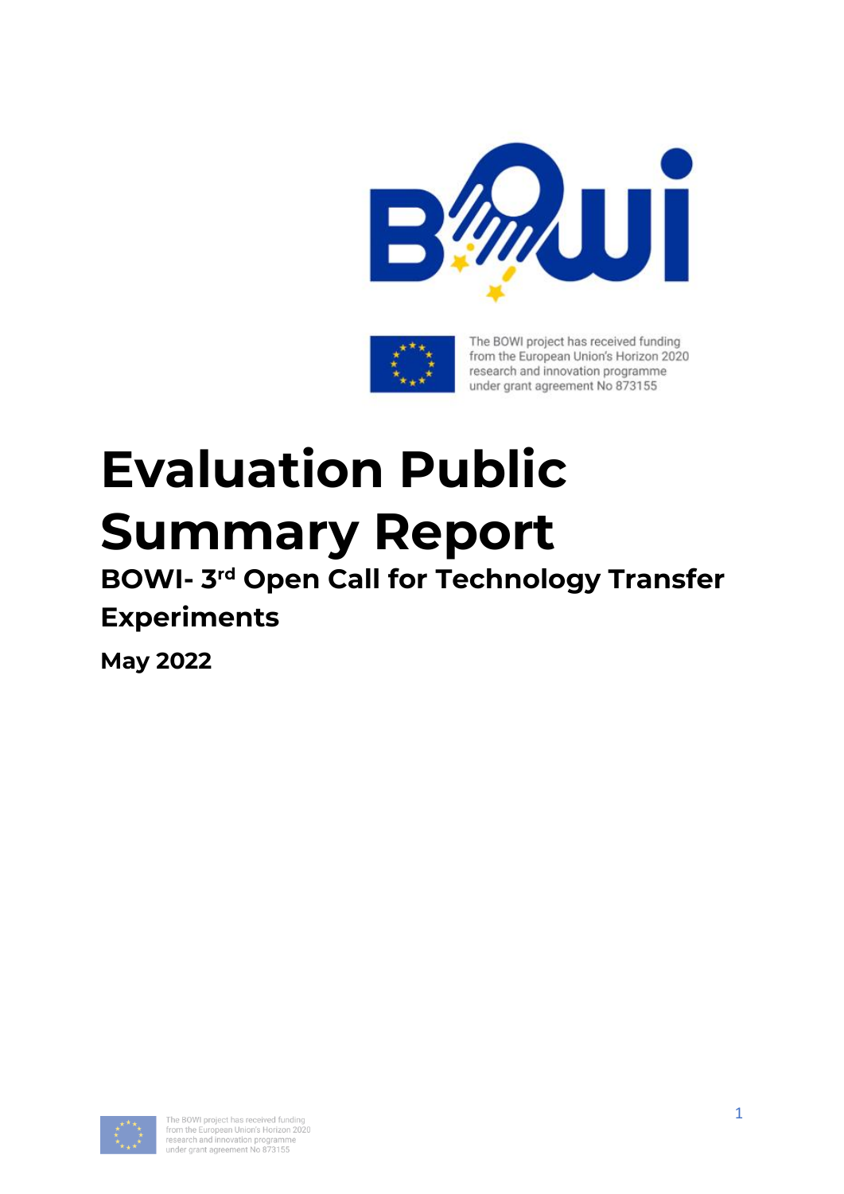The BOWI project has received funding from the European Union's Horizon 2020 research and innovation programme under grant agreement No 873155

# Evaluation Public Summary Report

## BOWI- 3rd Open Call for Technology Transfer Experiments

**May 2022**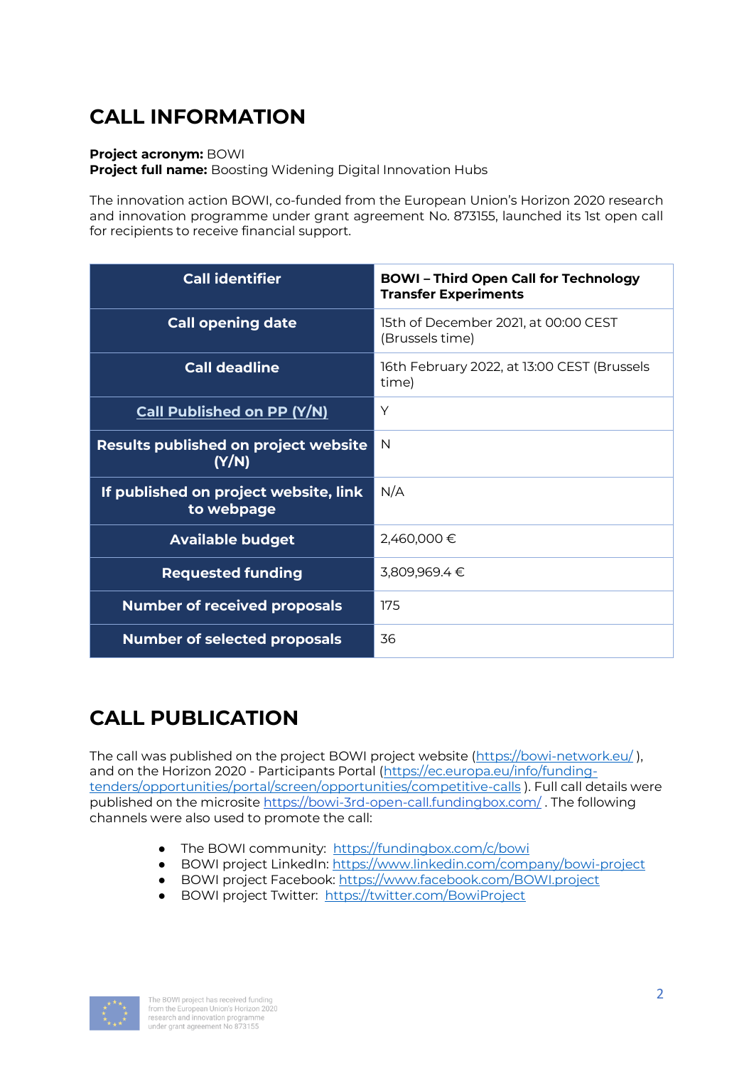# CALL INFORMATION

**Project acronym:** BOWI
**Project full name:** Boosting Widening Digital Innovation Hubs

The innovation action BOWI, co-funded from the European Union's Horizon 2020 research and innovation programme under grant agreement No. 873155, launched its 1st open call for recipients to receive financial support.

| Call identifier | BOWI – Third Open Call for Technology Transfer Experiments |
|---|---|
| Call opening date | 15th of December 2021, at 00:00 CEST (Brussels time) |
| Call deadline | 16th February 2022, at 13:00 CEST (Brussels time) |
| Call Published on PP (Y/N) | Y |
| Results published on project website (Y/N) | N |
| If published on project website, link to webpage | N/A |
| Available budget | 2,460,000 € |
| Requested funding | 3,809,969.4 € |
| Number of received proposals | 175 |
| Number of selected proposals | 36 |

# CALL PUBLICATION

The call was published on the project BOWI project website (https://bowi-network.eu/ ), and on the Horizon 2020 - Participants Portal (https://ec.europa.eu/info/funding-tenders/opportunities/portal/screen/opportunities/competitive-calls ). Full call details were published on the microsite https://bowi-3rd-open-call.fundingbox.com/ . The following channels were also used to promote the call:

- The BOWI community: https://fundingbox.com/c/bowi
- BOWI project LinkedIn: https://www.linkedin.com/company/bowi-project
- BOWI project Facebook: https://www.facebook.com/BOWI.project
- BOWI project Twitter: https://twitter.com/BowiProject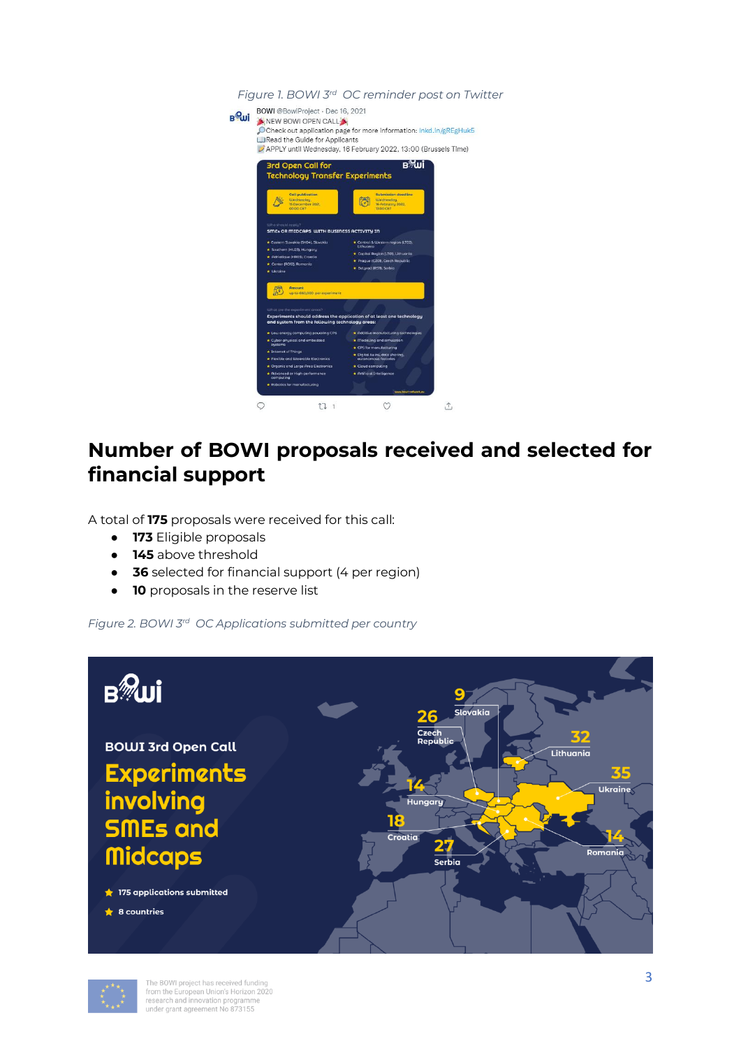*Figure 1. BOWI 3rd OC reminder post on Twitter*

BOWI @BowiProject · Dec 16, 2021
NEW BOWI OPEN CALL
Check out application page for more information: lnkd.in/gREgHuk5
Read the Guide for Applicants
APPLY until Wednesday, 16 February 2022, 13:00 (Brussels Time)

## Number of BOWI proposals received and selected for financial support

A total of **175** proposals were received for this call:

- **173** Eligible proposals
- **145** above threshold
- **36** selected for financial support (4 per region)
- **10** proposals in the reserve list

*Figure 2. BOWI 3rd OC Applications submitted per country*

BOWI 3rd Open Call

Experiments involving SMEs and Midcaps

- 175 applications submitted
- 8 countries

| Country | Applications |
| --- | --- |
| Slovakia | 9 |
| Czech Republic | 26 |
| Lithuania | 32 |
| Ukraine | 35 |
| Hungary | 14 |
| Croatia | 18 |
| Serbia | 27 |
| Romania | 14 |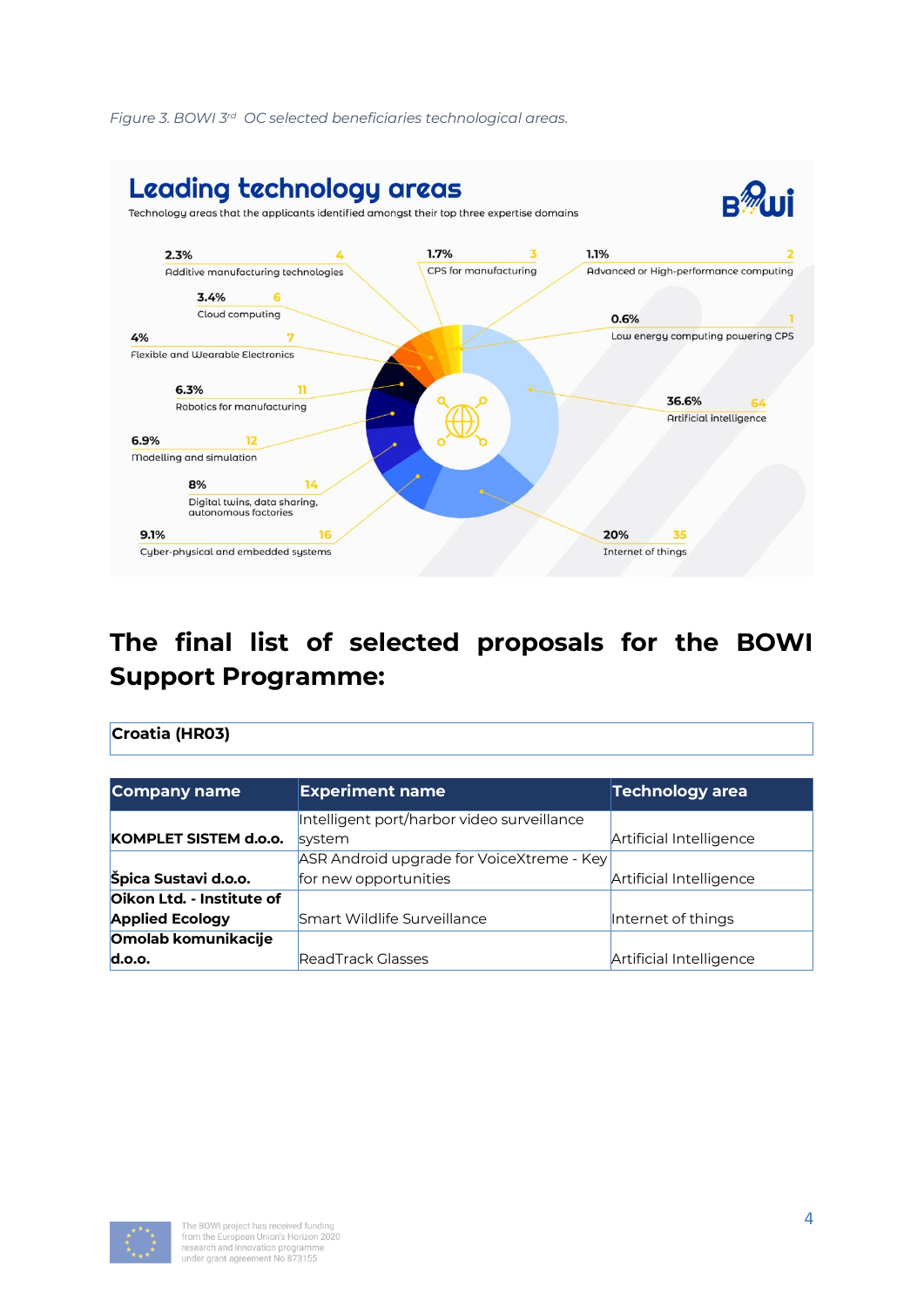*Figure 3. BOWI 3rd OC selected beneficiaries technological areas.*

**Leading technology areas**

Technology areas that the applicants identified amongst their top three expertise domains

| Technology area | % | Count |
|---|---|---|
| Additive manufacturing technologies | 2.3% | 4 |
| CPS for manufacturing | 1.7% | 3 |
| Advanced or High-performance computing | 1.1% | 2 |
| Cloud computing | 3.4% | 6 |
| Low energy computing powering CPS | 0.6% | 1 |
| Flexible and Wearable Electronics | 4% | 7 |
| Robotics for manufacturing | 6.3% | 11 |
| Artificial intelligence | 36.6% | 64 |
| Modelling and simulation | 6.9% | 12 |
| Digital twins, data sharing, autonomous factories | 8% | 14 |
| Cyber-physical and embedded systems | 9.1% | 16 |
| Internet of things | 20% | 35 |

# The final list of selected proposals for the BOWI Support Programme:

**Croatia (HR03)**

| Company name | Experiment name | Technology area |
|---|---|---|
| **KOMPLET SISTEM d.o.o.** | Intelligent port/harbor video surveillance system | Artificial Intelligence |
| **Špica Sustavi d.o.o.** | ASR Android upgrade for VoiceXtreme - Key for new opportunities | Artificial Intelligence |
| **Oikon Ltd. - Institute of Applied Ecology** | Smart Wildlife Surveillance | Internet of things |
| **Omolab komunikacije d.o.o.** | ReadTrack Glasses | Artificial Intelligence |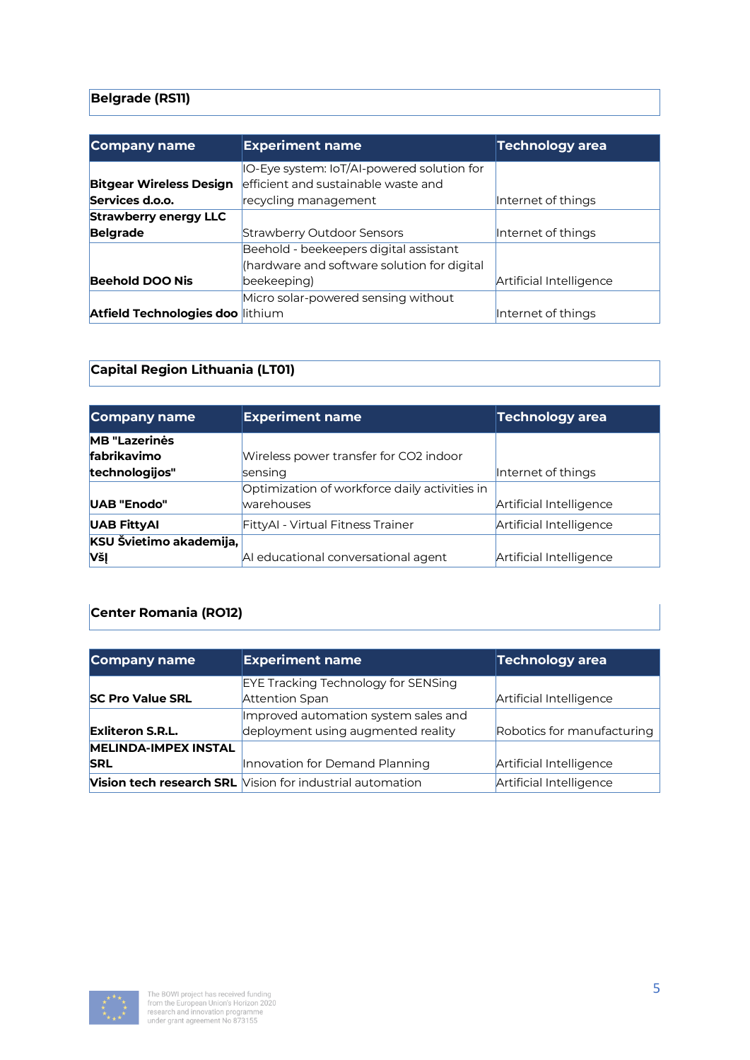## Belgrade (RS11)

| Company name | Experiment name | Technology area |
|---|---|---|
| **Bitgear Wireless Design Services d.o.o.** | IO-Eye system: IoT/AI-powered solution for efficient and sustainable waste and recycling management | Internet of things |
| **Strawberry energy LLC Belgrade** | Strawberry Outdoor Sensors | Internet of things |
| **Beehold DOO Nis** | Beehold - beekeepers digital assistant (hardware and software solution for digital beekeeping) | Artificial Intelligence |
| **Atfield Technologies doo** | Micro solar-powered sensing without lithium | Internet of things |

## Capital Region Lithuania (LT01)

| Company name | Experiment name | Technology area |
|---|---|---|
| **MB "Lazerinės fabrikavimo technologijos"** | Wireless power transfer for CO2 indoor sensing | Internet of things |
| **UAB "Enodo"** | Optimization of workforce daily activities in warehouses | Artificial Intelligence |
| **UAB FittyAI** | FittyAI - Virtual Fitness Trainer | Artificial Intelligence |
| **KSU Švietimo akademija, VšĮ** | AI educational conversational agent | Artificial Intelligence |

## Center Romania (RO12)

| Company name | Experiment name | Technology area |
|---|---|---|
| **SC Pro Value SRL** | EYE Tracking Technology for SENSing Attention Span | Artificial Intelligence |
| **Exliteron S.R.L.** | Improved automation system sales and deployment using augmented reality | Robotics for manufacturing |
| **MELINDA-IMPEX INSTAL SRL** | Innovation for Demand Planning | Artificial Intelligence |
| **Vision tech research SRL** | Vision for industrial automation | Artificial Intelligence |

The BOWI project has received funding from the European Union's Horizon 2020 research and innovation programme under grant agreement No 873155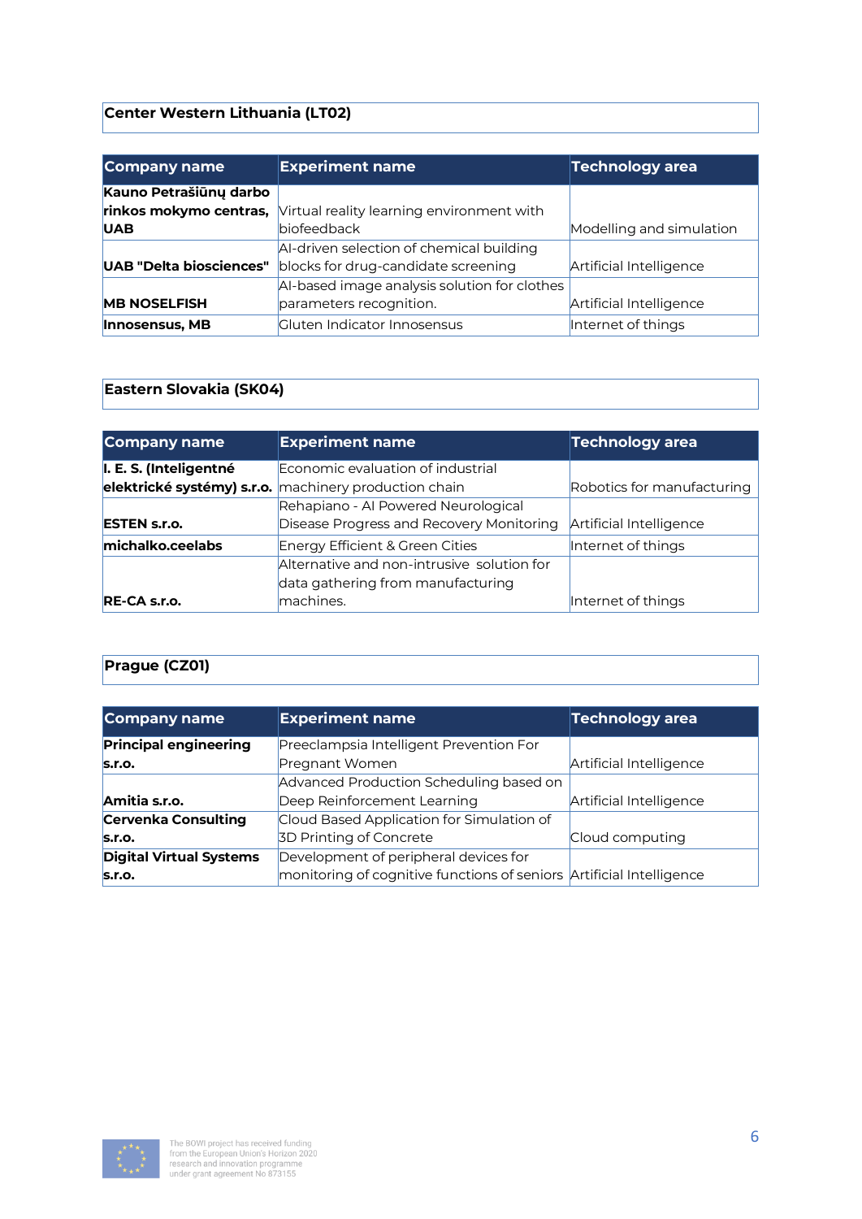## Center Western Lithuania (LT02)

| Company name | Experiment name | Technology area |
|---|---|---|
| **Kauno Petrašiūnų darbo rinkos mokymo centras, UAB** | Virtual reality learning environment with biofeedback | Modelling and simulation |
| **UAB "Delta biosciences"** | AI-driven selection of chemical building blocks for drug-candidate screening | Artificial Intelligence |
| **MB NOSELFISH** | AI-based image analysis solution for clothes parameters recognition. | Artificial Intelligence |
| **Innosensus, MB** | Gluten Indicator Innosensus | Internet of things |

## Eastern Slovakia (SK04)

| Company name | Experiment name | Technology area |
|---|---|---|
| **I. E. S. (Inteligentné elektrické systémy) s.r.o.** | Economic evaluation of industrial machinery production chain | Robotics for manufacturing |
| **ESTEN s.r.o.** | Rehapiano - AI Powered Neurological Disease Progress and Recovery Monitoring | Artificial Intelligence |
| **michalko.ceelabs** | Energy Efficient & Green Cities | Internet of things |
| **RE-CA s.r.o.** | Alternative and non-intrusive solution for data gathering from manufacturing machines. | Internet of things |

## Prague (CZ01)

| Company name | Experiment name | Technology area |
|---|---|---|
| **Principal engineering s.r.o.** | Preeclampsia Intelligent Prevention For Pregnant Women | Artificial Intelligence |
| **Amitia s.r.o.** | Advanced Production Scheduling based on Deep Reinforcement Learning | Artificial Intelligence |
| **Cervenka Consulting s.r.o.** | Cloud Based Application for Simulation of 3D Printing of Concrete | Cloud computing |
| **Digital Virtual Systems s.r.o.** | Development of peripheral devices for monitoring of cognitive functions of seniors | Artificial Intelligence |

The BOWI project has received funding from the European Union's Horizon 2020 research and innovation programme under grant agreement No 873155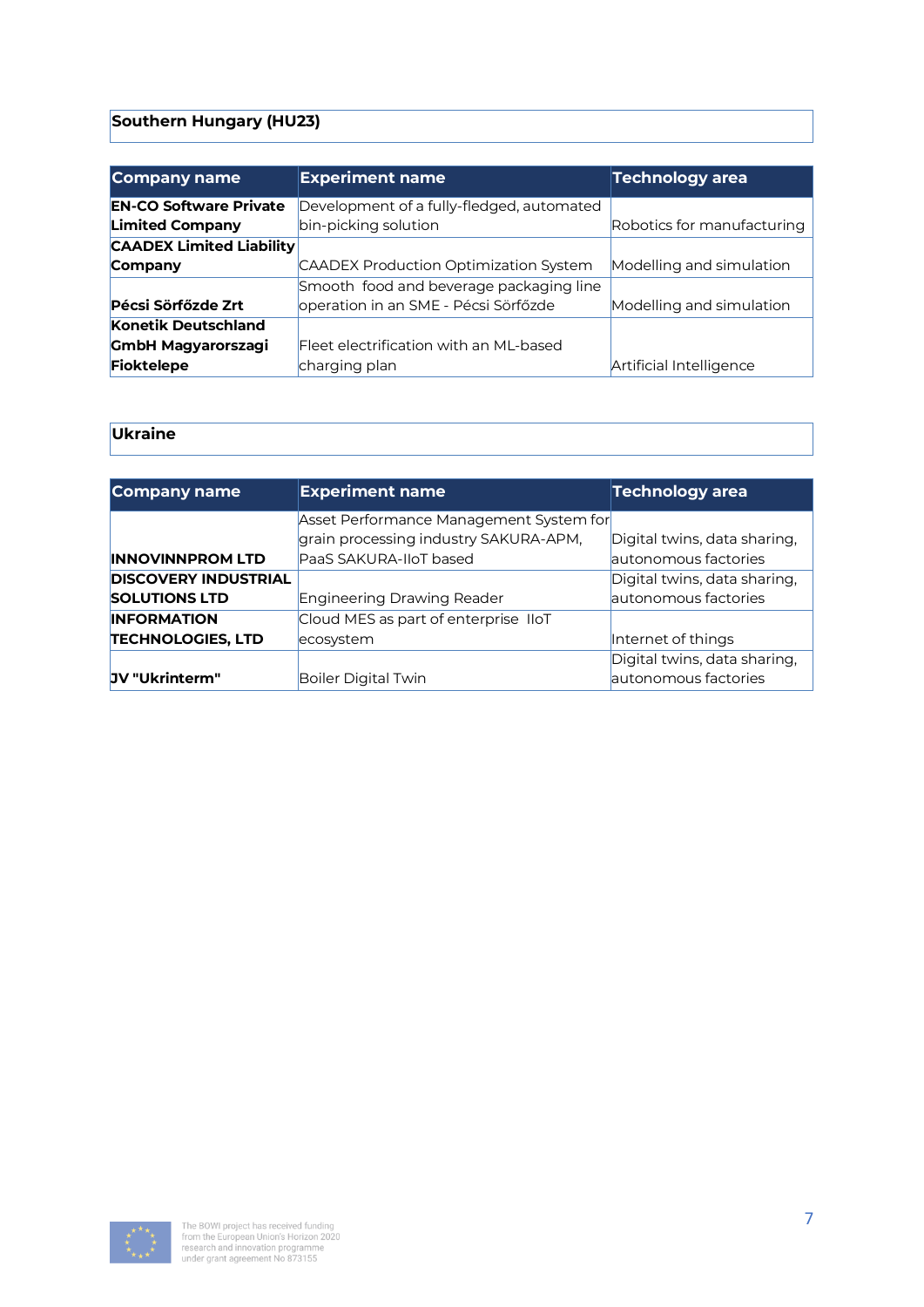## Southern Hungary (HU23)

| Company name | Experiment name | Technology area |
| --- | --- | --- |
| **EN-CO Software Private Limited Company** | Development of a fully-fledged, automated bin-picking solution | Robotics for manufacturing |
| **CAADEX Limited Liability Company** | CAADEX Production Optimization System | Modelling and simulation |
| **Pécsi Sörfőzde Zrt** | Smooth food and beverage packaging line operation in an SME - Pécsi Sörfőzde | Modelling and simulation |
| **Konetik Deutschland GmbH Magyarorszagi Fioktelepe** | Fleet electrification with an ML-based charging plan | Artificial Intelligence |

## Ukraine

| Company name | Experiment name | Technology area |
| --- | --- | --- |
| **INNOVINNPROM LTD** | Asset Performance Management System for grain processing industry SAKURA-APM, PaaS SAKURA-IIoT based | Digital twins, data sharing, autonomous factories |
| **DISCOVERY INDUSTRIAL SOLUTIONS LTD** | Engineering Drawing Reader | Digital twins, data sharing, autonomous factories |
| **INFORMATION TECHNOLOGIES, LTD** | Cloud MES as part of enterprise IIoT ecosystem | Internet of things |
| **JV "Ukrinterm"** | Boiler Digital Twin | Digital twins, data sharing, autonomous factories |

The BOWI project has received funding from the European Union's Horizon 2020 research and innovation programme under grant agreement No 873155